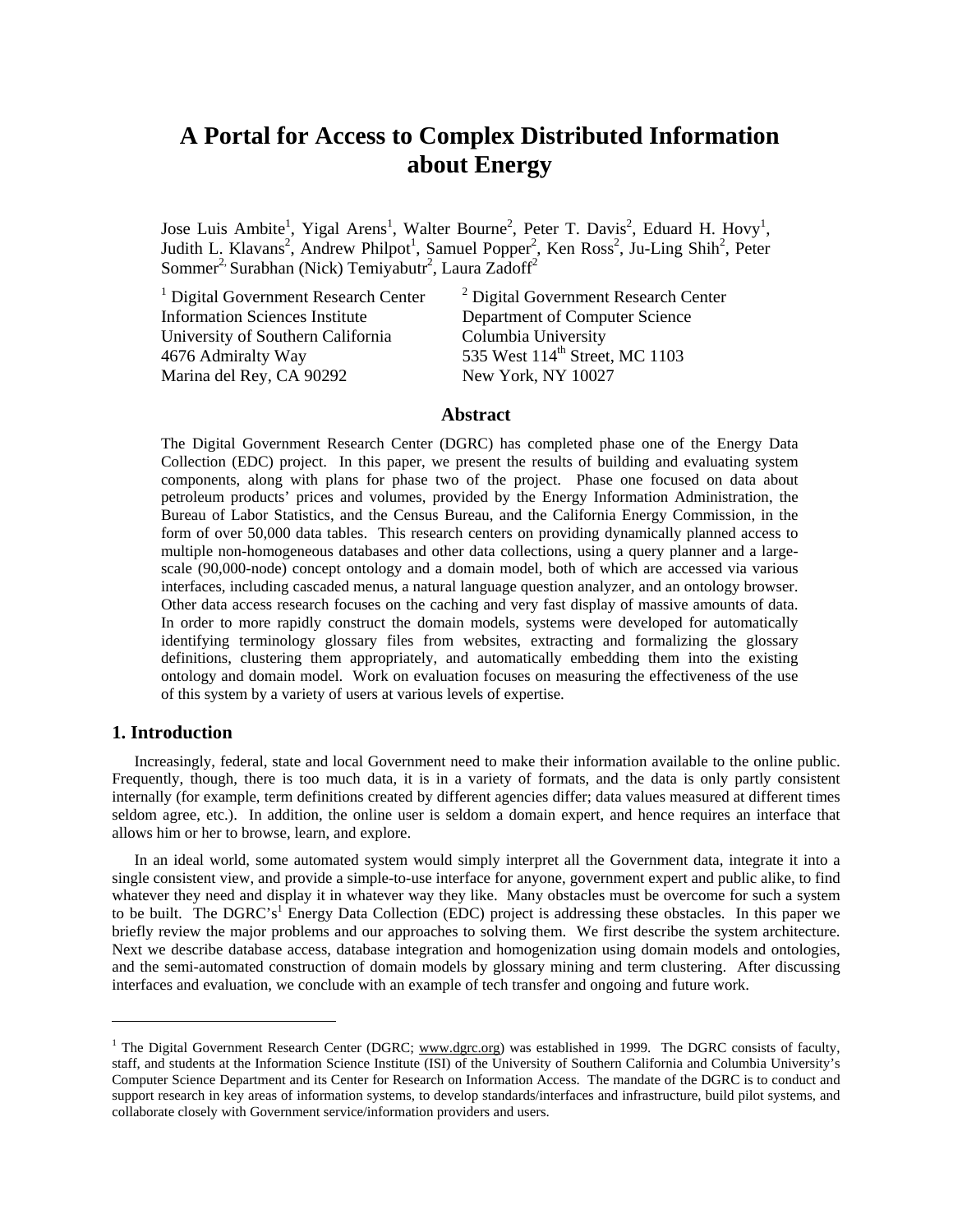# A Portal for Access to Complex Distributed Information about Energy

Jose Luis Ambite[1], Yigal Arens[1], Walter Bourne[2], Peter T. Davis[2], Eduard H. Hovy[1], Judith L. Klavans[2], Andrew Philpot[1], Samuel Popper[2], Ken Ross[2], Ju-Ling Shih[2], Peter Sommer[2], Surabhan (Nick) Temiyabutr[2], Laura Zadoff[2]

[1] Digital Government Research Center
Information Sciences Institute
University of Southern California
4676 Admiralty Way
Marina del Rey, CA 90292

[2] Digital Government Research Center
Department of Computer Science
Columbia University
535 West 114th Street, MC 1103
New York, NY 10027

## Abstract

The Digital Government Research Center (DGRC) has completed phase one of the Energy Data Collection (EDC) project. In this paper, we present the results of building and evaluating system components, along with plans for phase two of the project. Phase one focused on data about petroleum products' prices and volumes, provided by the Energy Information Administration, the Bureau of Labor Statistics, and the Census Bureau, and the California Energy Commission, in the form of over 50,000 data tables. This research centers on providing dynamically planned access to multiple non-homogeneous databases and other data collections, using a query planner and a large-scale (90,000-node) concept ontology and a domain model, both of which are accessed via various interfaces, including cascaded menus, a natural language question analyzer, and an ontology browser. Other data access research focuses on the caching and very fast display of massive amounts of data. In order to more rapidly construct the domain models, systems were developed for automatically identifying terminology glossary files from websites, extracting and formalizing the glossary definitions, clustering them appropriately, and automatically embedding them into the existing ontology and domain model. Work on evaluation focuses on measuring the effectiveness of the use of this system by a variety of users at various levels of expertise.

## 1. Introduction

Increasingly, federal, state and local Government need to make their information available to the online public. Frequently, though, there is too much data, it is in a variety of formats, and the data is only partly consistent internally (for example, term definitions created by different agencies differ; data values measured at different times seldom agree, etc.). In addition, the online user is seldom a domain expert, and hence requires an interface that allows him or her to browse, learn, and explore.

In an ideal world, some automated system would simply interpret all the Government data, integrate it into a single consistent view, and provide a simple-to-use interface for anyone, government expert and public alike, to find whatever they need and display it in whatever way they like. Many obstacles must be overcome for such a system to be built. The DGRC's[1] Energy Data Collection (EDC) project is addressing these obstacles. In this paper we briefly review the major problems and our approaches to solving them. We first describe the system architecture. Next we describe database access, database integration and homogenization using domain models and ontologies, and the semi-automated construction of domain models by glossary mining and term clustering. After discussing interfaces and evaluation, we conclude with an example of tech transfer and ongoing and future work.

---

[1] The Digital Government Research Center (DGRC; www.dgrc.org) was established in 1999. The DGRC consists of faculty, staff, and students at the Information Science Institute (ISI) of the University of Southern California and Columbia University's Computer Science Department and its Center for Research on Information Access. The mandate of the DGRC is to conduct and support research in key areas of information systems, to develop standards/interfaces and infrastructure, build pilot systems, and collaborate closely with Government service/information providers and users.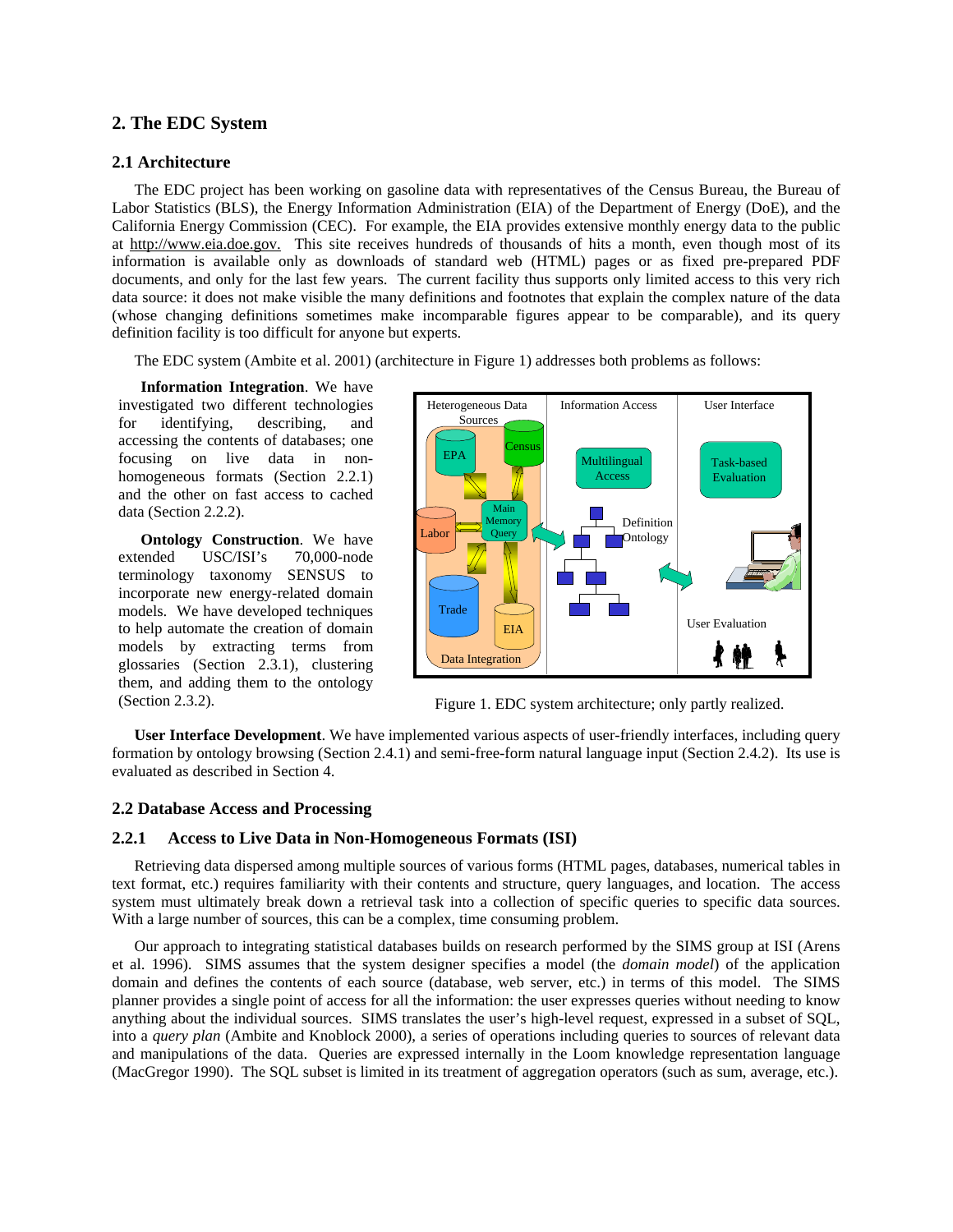## 2. The EDC System

### 2.1 Architecture

The EDC project has been working on gasoline data with representatives of the Census Bureau, the Bureau of Labor Statistics (BLS), the Energy Information Administration (EIA) of the Department of Energy (DoE), and the California Energy Commission (CEC). For example, the EIA provides extensive monthly energy data to the public at http://www.eia.doe.gov. This site receives hundreds of thousands of hits a month, even though most of its information is available only as downloads of standard web (HTML) pages or as fixed pre-prepared PDF documents, and only for the last few years. The current facility thus supports only limited access to this very rich data source: it does not make visible the many definitions and footnotes that explain the complex nature of the data (whose changing definitions sometimes make incomparable figures appear to be comparable), and its query definition facility is too difficult for anyone but experts.

The EDC system (Ambite et al. 2001) (architecture in Figure 1) addresses both problems as follows:

**Information Integration**. We have investigated two different technologies for identifying, describing, and accessing the contents of databases; one focusing on live data in non-homogeneous formats (Section 2.2.1) and the other on fast access to cached data (Section 2.2.2).

**Ontology Construction**. We have extended USC/ISI's 70,000-node terminology taxonomy SENSUS to incorporate new energy-related domain models. We have developed techniques to help automate the creation of domain models by extracting terms from glossaries (Section 2.3.1), clustering them, and adding them to the ontology (Section 2.3.2).

Figure 1. EDC system architecture; only partly realized.

**User Interface Development**. We have implemented various aspects of user-friendly interfaces, including query formation by ontology browsing (Section 2.4.1) and semi-free-form natural language input (Section 2.4.2). Its use is evaluated as described in Section 4.

### 2.2 Database Access and Processing

#### 2.2.1 Access to Live Data in Non-Homogeneous Formats (ISI)

Retrieving data dispersed among multiple sources of various forms (HTML pages, databases, numerical tables in text format, etc.) requires familiarity with their contents and structure, query languages, and location. The access system must ultimately break down a retrieval task into a collection of specific queries to specific data sources. With a large number of sources, this can be a complex, time consuming problem.

Our approach to integrating statistical databases builds on research performed by the SIMS group at ISI (Arens et al. 1996). SIMS assumes that the system designer specifies a model (the *domain model*) of the application domain and defines the contents of each source (database, web server, etc.) in terms of this model. The SIMS planner provides a single point of access for all the information: the user expresses queries without needing to know anything about the individual sources. SIMS translates the user's high-level request, expressed in a subset of SQL, into a *query plan* (Ambite and Knoblock 2000), a series of operations including queries to sources of relevant data and manipulations of the data. Queries are expressed internally in the Loom knowledge representation language (MacGregor 1990). The SQL subset is limited in its treatment of aggregation operators (such as sum, average, etc.).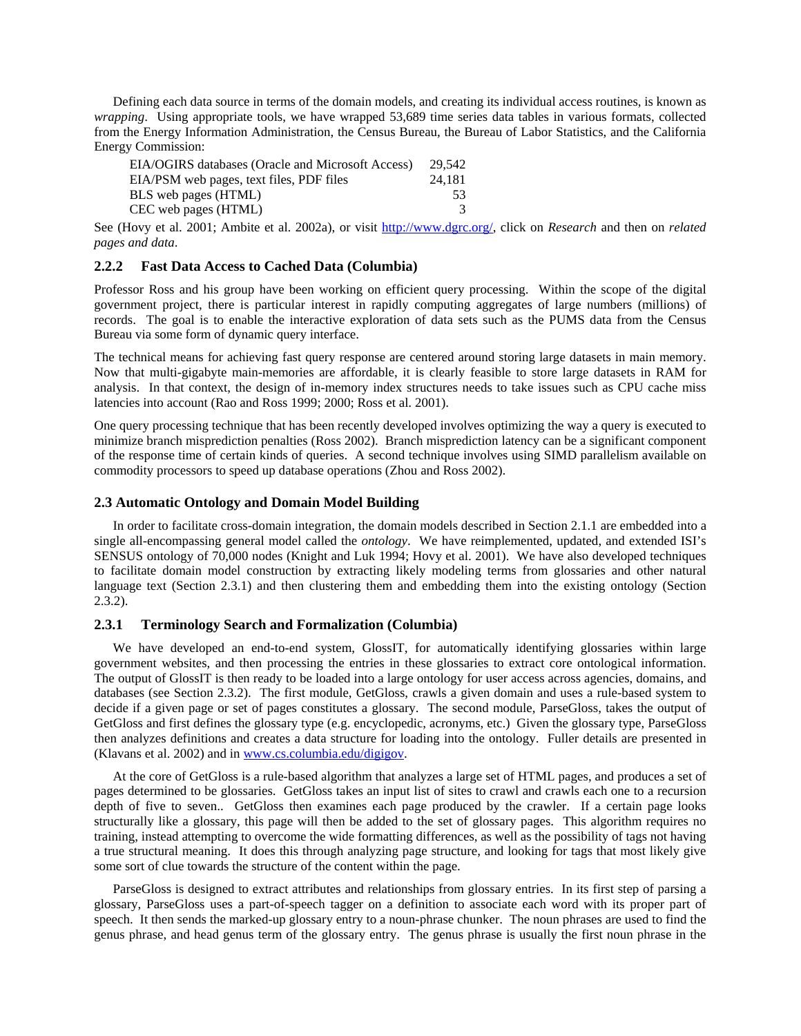Defining each data source in terms of the domain models, and creating its individual access routines, is known as *wrapping*. Using appropriate tools, we have wrapped 53,689 time series data tables in various formats, collected from the Energy Information Administration, the Census Bureau, the Bureau of Labor Statistics, and the California Energy Commission:

| | |
|---|---|
| EIA/OGIRS databases (Oracle and Microsoft Access) | 29,542 |
| EIA/PSM web pages, text files, PDF files | 24,181 |
| BLS web pages (HTML) | 53 |
| CEC web pages (HTML) | 3 |

See (Hovy et al. 2001; Ambite et al. 2002a), or visit http://www.dgrc.org/, click on *Research* and then on *related pages and data*.

### 2.2.2 Fast Data Access to Cached Data (Columbia)

Professor Ross and his group have been working on efficient query processing. Within the scope of the digital government project, there is particular interest in rapidly computing aggregates of large numbers (millions) of records. The goal is to enable the interactive exploration of data sets such as the PUMS data from the Census Bureau via some form of dynamic query interface.

The technical means for achieving fast query response are centered around storing large datasets in main memory. Now that multi-gigabyte main-memories are affordable, it is clearly feasible to store large datasets in RAM for analysis. In that context, the design of in-memory index structures needs to take issues such as CPU cache miss latencies into account (Rao and Ross 1999; 2000; Ross et al. 2001).

One query processing technique that has been recently developed involves optimizing the way a query is executed to minimize branch misprediction penalties (Ross 2002). Branch misprediction latency can be a significant component of the response time of certain kinds of queries. A second technique involves using SIMD parallelism available on commodity processors to speed up database operations (Zhou and Ross 2002).

## 2.3 Automatic Ontology and Domain Model Building

In order to facilitate cross-domain integration, the domain models described in Section 2.1.1 are embedded into a single all-encompassing general model called the *ontology*. We have reimplemented, updated, and extended ISI's SENSUS ontology of 70,000 nodes (Knight and Luk 1994; Hovy et al. 2001). We have also developed techniques to facilitate domain model construction by extracting likely modeling terms from glossaries and other natural language text (Section 2.3.1) and then clustering them and embedding them into the existing ontology (Section 2.3.2).

### 2.3.1 Terminology Search and Formalization (Columbia)

We have developed an end-to-end system, GlossIT, for automatically identifying glossaries within large government websites, and then processing the entries in these glossaries to extract core ontological information. The output of GlossIT is then ready to be loaded into a large ontology for user access across agencies, domains, and databases (see Section 2.3.2). The first module, GetGloss, crawls a given domain and uses a rule-based system to decide if a given page or set of pages constitutes a glossary. The second module, ParseGloss, takes the output of GetGloss and first defines the glossary type (e.g. encyclopedic, acronyms, etc.) Given the glossary type, ParseGloss then analyzes definitions and creates a data structure for loading into the ontology. Fuller details are presented in (Klavans et al. 2002) and in www.cs.columbia.edu/digigov.

At the core of GetGloss is a rule-based algorithm that analyzes a large set of HTML pages, and produces a set of pages determined to be glossaries. GetGloss takes an input list of sites to crawl and crawls each one to a recursion depth of five to seven.. GetGloss then examines each page produced by the crawler. If a certain page looks structurally like a glossary, this page will then be added to the set of glossary pages. This algorithm requires no training, instead attempting to overcome the wide formatting differences, as well as the possibility of tags not having a true structural meaning. It does this through analyzing page structure, and looking for tags that most likely give some sort of clue towards the structure of the content within the page.

ParseGloss is designed to extract attributes and relationships from glossary entries. In its first step of parsing a glossary, ParseGloss uses a part-of-speech tagger on a definition to associate each word with its proper part of speech. It then sends the marked-up glossary entry to a noun-phrase chunker. The noun phrases are used to find the genus phrase, and head genus term of the glossary entry. The genus phrase is usually the first noun phrase in the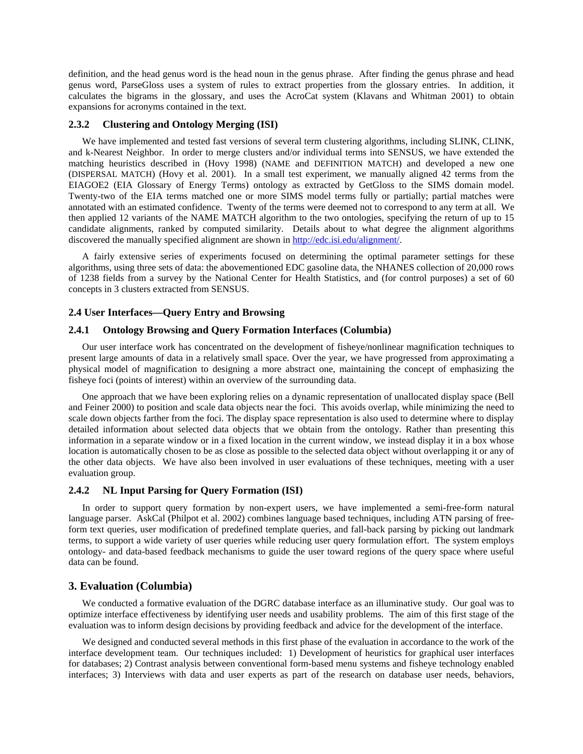definition, and the head genus word is the head noun in the genus phrase. After finding the genus phrase and head genus word, ParseGloss uses a system of rules to extract properties from the glossary entries. In addition, it calculates the bigrams in the glossary, and uses the AcroCat system (Klavans and Whitman 2001) to obtain expansions for acronyms contained in the text.

### 2.3.2 Clustering and Ontology Merging (ISI)

We have implemented and tested fast versions of several term clustering algorithms, including SLINK, CLINK, and k-Nearest Neighbor. In order to merge clusters and/or individual terms into SENSUS, we have extended the matching heuristics described in (Hovy 1998) (NAME and DEFINITION MATCH) and developed a new one (DISPERSAL MATCH) (Hovy et al. 2001). In a small test experiment, we manually aligned 42 terms from the EIAGOE2 (EIA Glossary of Energy Terms) ontology as extracted by GetGloss to the SIMS domain model. Twenty-two of the EIA terms matched one or more SIMS model terms fully or partially; partial matches were annotated with an estimated confidence. Twenty of the terms were deemed not to correspond to any term at all. We then applied 12 variants of the NAME MATCH algorithm to the two ontologies, specifying the return of up to 15 candidate alignments, ranked by computed similarity. Details about to what degree the alignment algorithms discovered the manually specified alignment are shown in http://edc.isi.edu/alignment/.

A fairly extensive series of experiments focused on determining the optimal parameter settings for these algorithms, using three sets of data: the abovementioned EDC gasoline data, the NHANES collection of 20,000 rows of 1238 fields from a survey by the National Center for Health Statistics, and (for control purposes) a set of 60 concepts in 3 clusters extracted from SENSUS.

## 2.4 User Interfaces—Query Entry and Browsing

### 2.4.1 Ontology Browsing and Query Formation Interfaces (Columbia)

Our user interface work has concentrated on the development of fisheye/nonlinear magnification techniques to present large amounts of data in a relatively small space. Over the year, we have progressed from approximating a physical model of magnification to designing a more abstract one, maintaining the concept of emphasizing the fisheye foci (points of interest) within an overview of the surrounding data.

One approach that we have been exploring relies on a dynamic representation of unallocated display space (Bell and Feiner 2000) to position and scale data objects near the foci. This avoids overlap, while minimizing the need to scale down objects farther from the foci. The display space representation is also used to determine where to display detailed information about selected data objects that we obtain from the ontology. Rather than presenting this information in a separate window or in a fixed location in the current window, we instead display it in a box whose location is automatically chosen to be as close as possible to the selected data object without overlapping it or any of the other data objects. We have also been involved in user evaluations of these techniques, meeting with a user evaluation group.

### 2.4.2 NL Input Parsing for Query Formation (ISI)

In order to support query formation by non-expert users, we have implemented a semi-free-form natural language parser. AskCal (Philpot et al. 2002) combines language based techniques, including ATN parsing of free-form text queries, user modification of predefined template queries, and fall-back parsing by picking out landmark terms, to support a wide variety of user queries while reducing user query formulation effort. The system employs ontology- and data-based feedback mechanisms to guide the user toward regions of the query space where useful data can be found.

## 3. Evaluation (Columbia)

We conducted a formative evaluation of the DGRC database interface as an illuminative study. Our goal was to optimize interface effectiveness by identifying user needs and usability problems. The aim of this first stage of the evaluation was to inform design decisions by providing feedback and advice for the development of the interface.

We designed and conducted several methods in this first phase of the evaluation in accordance to the work of the interface development team. Our techniques included: 1) Development of heuristics for graphical user interfaces for databases; 2) Contrast analysis between conventional form-based menu systems and fisheye technology enabled interfaces; 3) Interviews with data and user experts as part of the research on database user needs, behaviors,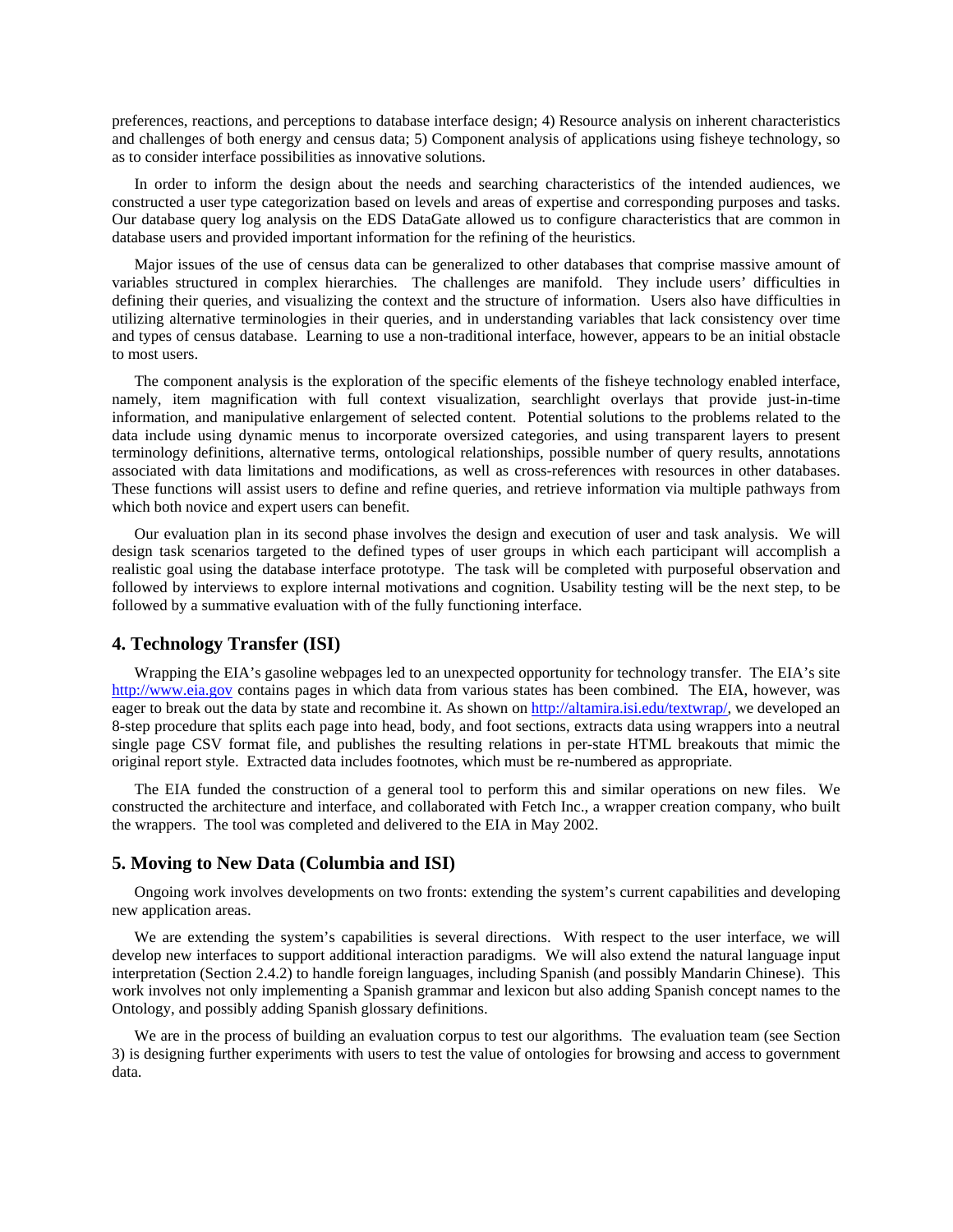preferences, reactions, and perceptions to database interface design; 4) Resource analysis on inherent characteristics and challenges of both energy and census data; 5) Component analysis of applications using fisheye technology, so as to consider interface possibilities as innovative solutions.

In order to inform the design about the needs and searching characteristics of the intended audiences, we constructed a user type categorization based on levels and areas of expertise and corresponding purposes and tasks. Our database query log analysis on the EDS DataGate allowed us to configure characteristics that are common in database users and provided important information for the refining of the heuristics.

Major issues of the use of census data can be generalized to other databases that comprise massive amount of variables structured in complex hierarchies. The challenges are manifold. They include users' difficulties in defining their queries, and visualizing the context and the structure of information. Users also have difficulties in utilizing alternative terminologies in their queries, and in understanding variables that lack consistency over time and types of census database. Learning to use a non-traditional interface, however, appears to be an initial obstacle to most users.

The component analysis is the exploration of the specific elements of the fisheye technology enabled interface, namely, item magnification with full context visualization, searchlight overlays that provide just-in-time information, and manipulative enlargement of selected content. Potential solutions to the problems related to the data include using dynamic menus to incorporate oversized categories, and using transparent layers to present terminology definitions, alternative terms, ontological relationships, possible number of query results, annotations associated with data limitations and modifications, as well as cross-references with resources in other databases. These functions will assist users to define and refine queries, and retrieve information via multiple pathways from which both novice and expert users can benefit.

Our evaluation plan in its second phase involves the design and execution of user and task analysis. We will design task scenarios targeted to the defined types of user groups in which each participant will accomplish a realistic goal using the database interface prototype. The task will be completed with purposeful observation and followed by interviews to explore internal motivations and cognition. Usability testing will be the next step, to be followed by a summative evaluation with of the fully functioning interface.

## 4. Technology Transfer (ISI)

Wrapping the EIA's gasoline webpages led to an unexpected opportunity for technology transfer. The EIA's site http://www.eia.gov contains pages in which data from various states has been combined. The EIA, however, was eager to break out the data by state and recombine it. As shown on http://altamira.isi.edu/textwrap/, we developed an 8-step procedure that splits each page into head, body, and foot sections, extracts data using wrappers into a neutral single page CSV format file, and publishes the resulting relations in per-state HTML breakouts that mimic the original report style. Extracted data includes footnotes, which must be re-numbered as appropriate.

The EIA funded the construction of a general tool to perform this and similar operations on new files. We constructed the architecture and interface, and collaborated with Fetch Inc., a wrapper creation company, who built the wrappers. The tool was completed and delivered to the EIA in May 2002.

## 5. Moving to New Data (Columbia and ISI)

Ongoing work involves developments on two fronts: extending the system's current capabilities and developing new application areas.

We are extending the system's capabilities is several directions. With respect to the user interface, we will develop new interfaces to support additional interaction paradigms. We will also extend the natural language input interpretation (Section 2.4.2) to handle foreign languages, including Spanish (and possibly Mandarin Chinese). This work involves not only implementing a Spanish grammar and lexicon but also adding Spanish concept names to the Ontology, and possibly adding Spanish glossary definitions.

We are in the process of building an evaluation corpus to test our algorithms. The evaluation team (see Section 3) is designing further experiments with users to test the value of ontologies for browsing and access to government data.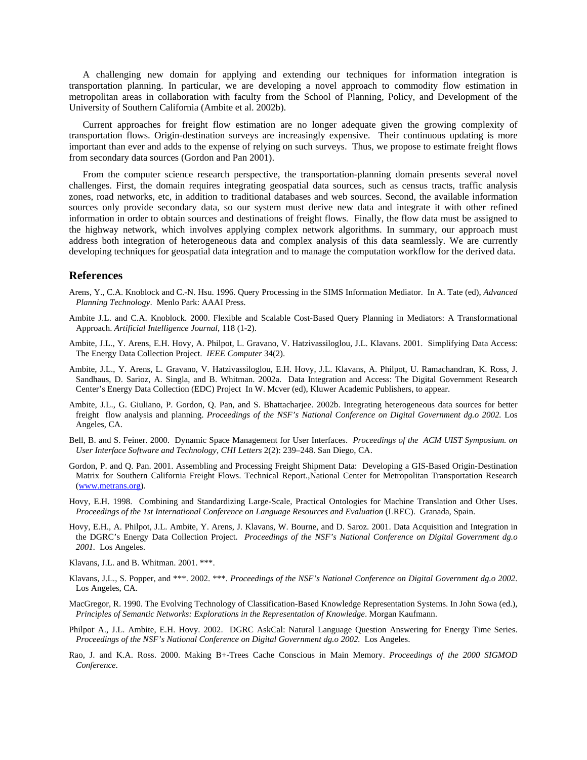A challenging new domain for applying and extending our techniques for information integration is transportation planning. In particular, we are developing a novel approach to commodity flow estimation in metropolitan areas in collaboration with faculty from the School of Planning, Policy, and Development of the University of Southern California (Ambite et al. 2002b).

Current approaches for freight flow estimation are no longer adequate given the growing complexity of transportation flows. Origin-destination surveys are increasingly expensive. Their continuous updating is more important than ever and adds to the expense of relying on such surveys. Thus, we propose to estimate freight flows from secondary data sources (Gordon and Pan 2001).

From the computer science research perspective, the transportation-planning domain presents several novel challenges. First, the domain requires integrating geospatial data sources, such as census tracts, traffic analysis zones, road networks, etc, in addition to traditional databases and web sources. Second, the available information sources only provide secondary data, so our system must derive new data and integrate it with other refined information in order to obtain sources and destinations of freight flows. Finally, the flow data must be assigned to the highway network, which involves applying complex network algorithms. In summary, our approach must address both integration of heterogeneous data and complex analysis of this data seamlessly. We are currently developing techniques for geospatial data integration and to manage the computation workflow for the derived data.

## References

Arens, Y., C.A. Knoblock and C.-N. Hsu. 1996. Query Processing in the SIMS Information Mediator. In A. Tate (ed), *Advanced Planning Technology*. Menlo Park: AAAI Press.

Ambite J.L. and C.A. Knoblock. 2000. Flexible and Scalable Cost-Based Query Planning in Mediators: A Transformational Approach. *Artificial Intelligence Journal*, 118 (1-2).

Ambite, J.L., Y. Arens, E.H. Hovy, A. Philpot, L. Gravano, V. Hatzivassiloglou, J.L. Klavans. 2001. Simplifying Data Access: The Energy Data Collection Project. *IEEE Computer* 34(2).

Ambite, J.L., Y. Arens, L. Gravano, V. Hatzivassiloglou, E.H. Hovy, J.L. Klavans, A. Philpot, U. Ramachandran, K. Ross, J. Sandhaus, D. Sarioz, A. Singla, and B. Whitman. 2002a. Data Integration and Access: The Digital Government Research Center's Energy Data Collection (EDC) Project In W. Mcver (ed), Kluwer Academic Publishers, to appear.

Ambite, J.L., G. Giuliano, P. Gordon, Q. Pan, and S. Bhattacharjee. 2002b. Integrating heterogeneous data sources for better freight flow analysis and planning. *Proceedings of the NSF's National Conference on Digital Government dg.o 2002.* Los Angeles, CA.

Bell, B. and S. Feiner. 2000. Dynamic Space Management for User Interfaces. *Proceedings of the ACM UIST Symposium. on User Interface Software and Technology, CHI Letters* 2(2): 239–248. San Diego, CA.

Gordon, P. and Q. Pan. 2001. Assembling and Processing Freight Shipment Data: Developing a GIS-Based Origin-Destination Matrix for Southern California Freight Flows. Technical Report.,National Center for Metropolitan Transportation Research (www.metrans.org).

Hovy, E.H. 1998. Combining and Standardizing Large-Scale, Practical Ontologies for Machine Translation and Other Uses. *Proceedings of the 1st International Conference on Language Resources and Evaluation* (LREC). Granada, Spain.

Hovy, E.H., A. Philpot, J.L. Ambite, Y. Arens, J. Klavans, W. Bourne, and D. Saroz. 2001. Data Acquisition and Integration in the DGRC's Energy Data Collection Project. *Proceedings of the NSF's National Conference on Digital Government dg.o 2001.* Los Angeles.

Klavans, J.L. and B. Whitman. 2001. ***.

Klavans, J.L., S. Popper, and ***. 2002. ***. *Proceedings of the NSF's National Conference on Digital Government dg.o 2002.* Los Angeles, CA.

MacGregor, R. 1990. The Evolving Technology of Classification-Based Knowledge Representation Systems. In John Sowa (ed.), *Principles of Semantic Networks: Explorations in the Representation of Knowledge*. Morgan Kaufmann.

Philpot A., J.L. Ambite, E.H. Hovy. 2002. DGRC AskCal: Natural Language Question Answering for Energy Time Series. *Proceedings of the NSF's National Conference on Digital Government dg.o 2002.* Los Angeles.

Rao, J. and K.A. Ross. 2000. Making B+-Trees Cache Conscious in Main Memory. *Proceedings of the 2000 SIGMOD Conference*.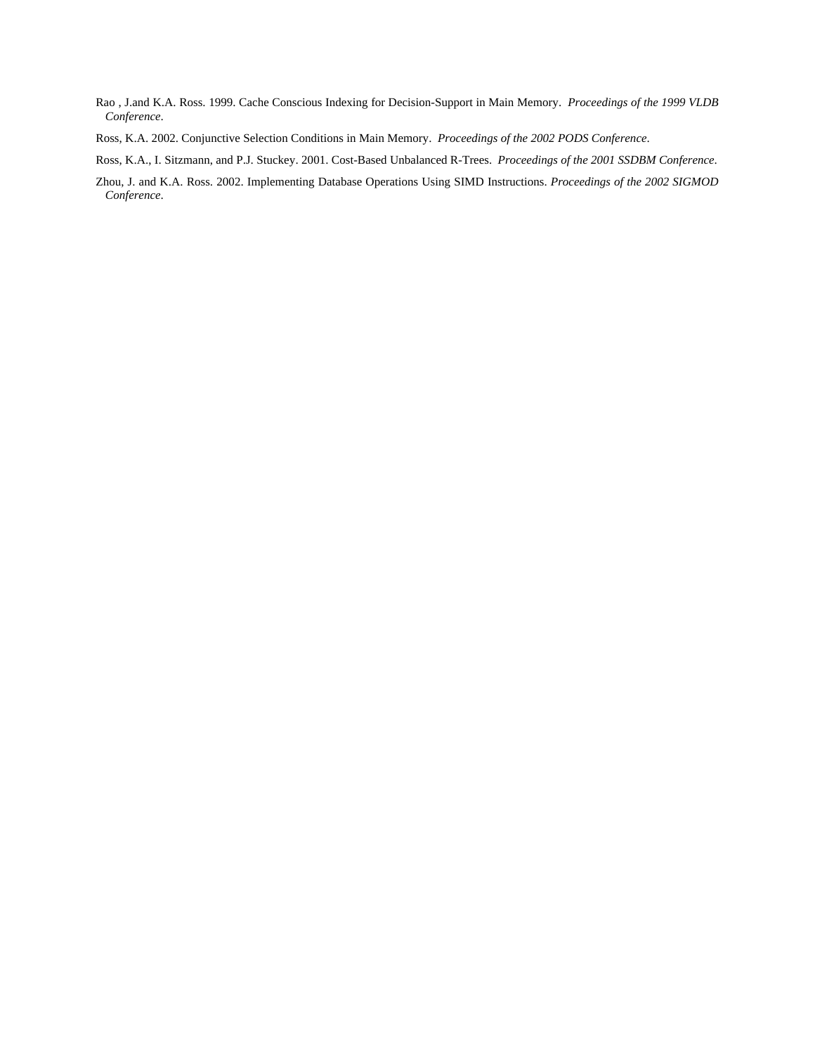Rao , J.and K.A. Ross. 1999. Cache Conscious Indexing for Decision-Support in Main Memory. *Proceedings of the 1999 VLDB Conference*.

Ross, K.A. 2002. Conjunctive Selection Conditions in Main Memory. *Proceedings of the 2002 PODS Conference*.

Ross, K.A., I. Sitzmann, and P.J. Stuckey. 2001. Cost-Based Unbalanced R-Trees. *Proceedings of the 2001 SSDBM Conference*.

Zhou, J. and K.A. Ross. 2002. Implementing Database Operations Using SIMD Instructions. *Proceedings of the 2002 SIGMOD Conference*.